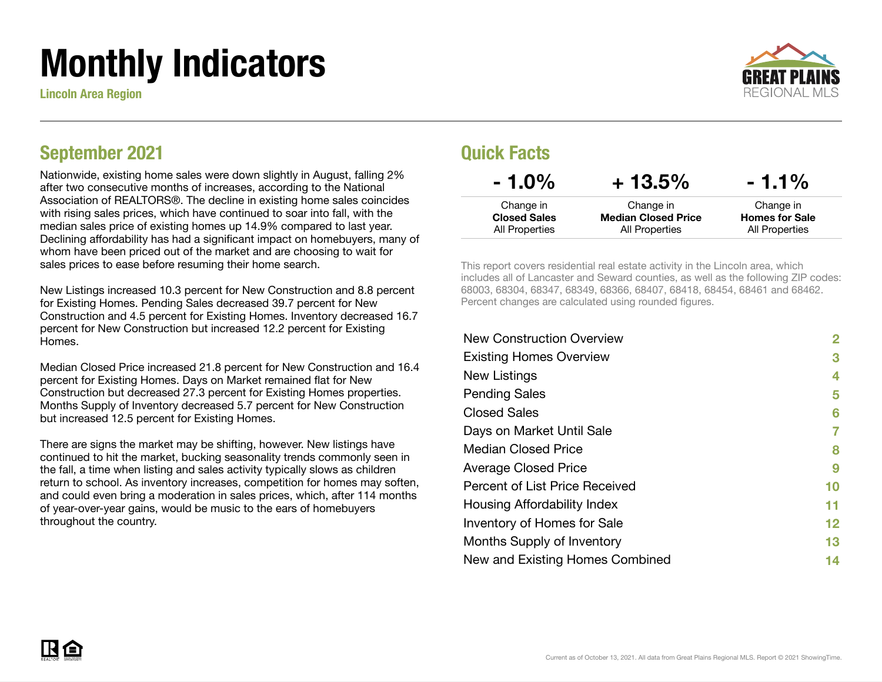# Monthly Indicators

**Lincoln Area Region**

## September 2021

Nationwide, existing home sales were down slightly in August, falling 2% after two consecutive months of increases, according to the National Association of REALTORS®. The decline in existing home sales coincides with rising sales prices, which have continued to soar into fall, with the median sales price of existing homes up 14.9% compared to last year. Declining affordability has had a significant impact on homebuyers, many of whom have been priced out of the market and are choosing to wait for sales prices to ease before resuming their home search.

New Listings increased 10.3 percent for New Construction and 8.8 percent for Existing Homes. Pending Sales decreased 39.7 percent for New Construction and 4.5 percent for Existing Homes. Inventory decreased 16.7 percent for New Construction but increased 12.2 percent for Existing Homes.

Median Closed Price increased 21.8 percent for New Construction and 16.4 percent for Existing Homes. Days on Market remained flat for New Construction but decreased 27.3 percent for Existing Homes properties. Months Supply of Inventory decreased 5.7 percent for New Construction but increased 12.5 percent for Existing Homes.

There are signs the market may be shifting, however. New listings have continued to hit the market, bucking seasonality trends commonly seen in the fall, a time when listing and sales activity typically slows as children return to school. As inventory increases, competition for homes may soften, and could even bring a moderation in sales prices, which, after 114 months of year-over-year gains, would be music to the ears of homebuyers throughout the country.

## Quick Facts

| - 1.0% | + 13.5% | - 1.1% |
|---|---|---|
| Change in **Closed Sales** All Properties | Change in **Median Closed Price** All Properties | Change in **Homes for Sale** All Properties |

This report covers residential real estate activity in the Lincoln area, which includes all of Lancaster and Seward counties, as well as the following ZIP codes: 68003, 68304, 68347, 68349, 68366, 68407, 68418, 68454, 68461 and 68462. Percent changes are calculated using rounded figures.

| | |
|---|---|
| New Construction Overview | 2 |
| Existing Homes Overview | 3 |
| New Listings | 4 |
| Pending Sales | 5 |
| Closed Sales | 6 |
| Days on Market Until Sale | 7 |
| Median Closed Price | 8 |
| Average Closed Price | 9 |
| Percent of List Price Received | 10 |
| Housing Affordability Index | 11 |
| Inventory of Homes for Sale | 12 |
| Months Supply of Inventory | 13 |
| New and Existing Homes Combined | 14 |

Current as of October 13, 2021. All data from Great Plains Regional MLS. Report © 2021 ShowingTime.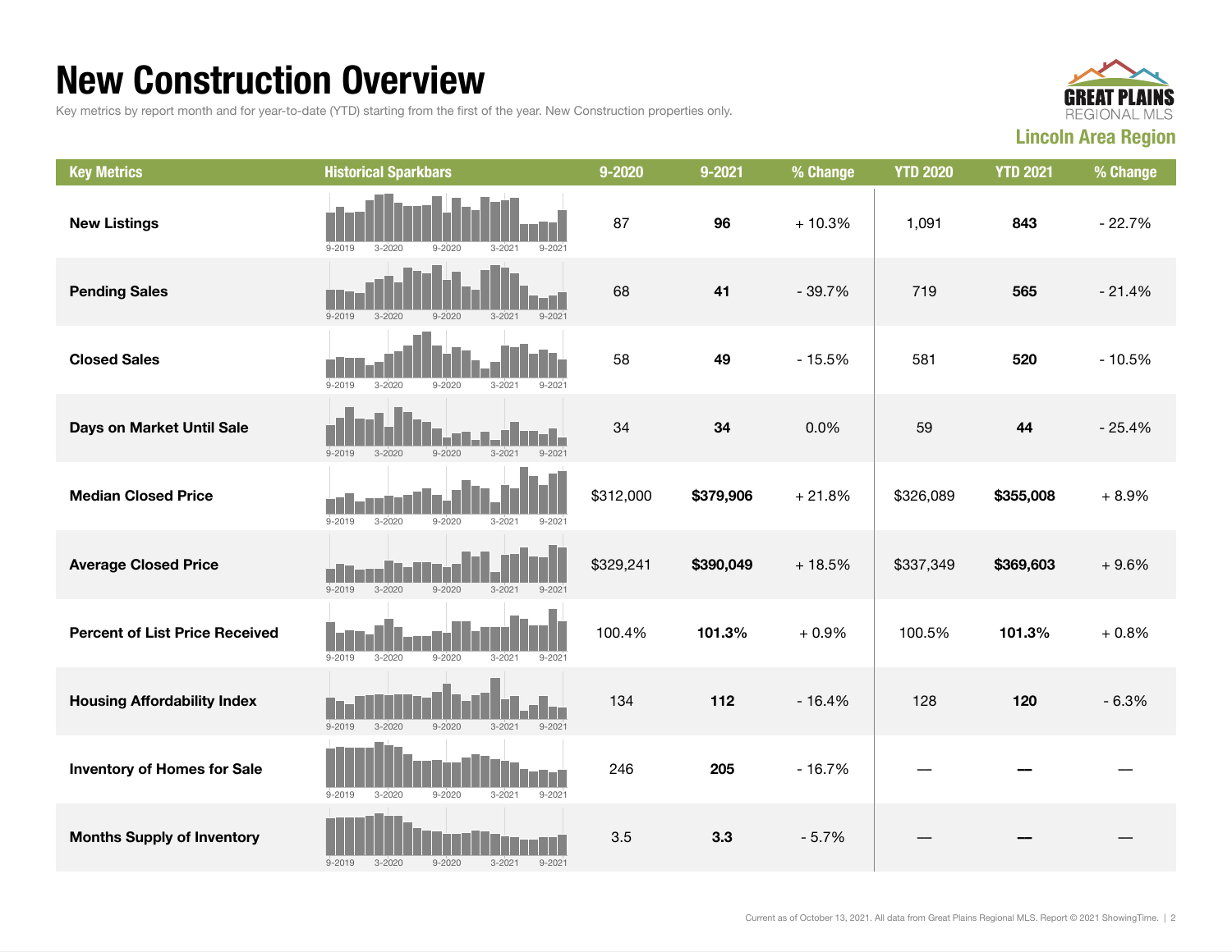# New Construction Overview

Key metrics by report month and for year-to-date (YTD) starting from the first of the year. New Construction properties only.

GREAT PLAINS REGIONAL MLS

**Lincoln Area Region**

| Key Metrics | Historical Sparkbars | 9-2020 | 9-2021 | % Change | YTD 2020 | YTD 2021 | % Change |
|---|---|---|---|---|---|---|---|
| **New Listings** | 9-2019 3-2020 9-2020 3-2021 9-2021 | 87 | **96** | + 10.3% | 1,091 | **843** | - 22.7% |
| **Pending Sales** | 9-2019 3-2020 9-2020 3-2021 9-2021 | 68 | **41** | - 39.7% | 719 | **565** | - 21.4% |
| **Closed Sales** | 9-2019 3-2020 9-2020 3-2021 9-2021 | 58 | **49** | - 15.5% | 581 | **520** | - 10.5% |
| **Days on Market Until Sale** | 9-2019 3-2020 9-2020 3-2021 9-2021 | 34 | **34** | 0.0% | 59 | **44** | - 25.4% |
| **Median Closed Price** | 9-2019 3-2020 9-2020 3-2021 9-2021 | $312,000 | **$379,906** | + 21.8% | $326,089 | **$355,008** | + 8.9% |
| **Average Closed Price** | 9-2019 3-2020 9-2020 3-2021 9-2021 | $329,241 | **$390,049** | + 18.5% | $337,349 | **$369,603** | + 9.6% |
| **Percent of List Price Received** | 9-2019 3-2020 9-2020 3-2021 9-2021 | 100.4% | **101.3%** | + 0.9% | 100.5% | **101.3%** | + 0.8% |
| **Housing Affordability Index** | 9-2019 3-2020 9-2020 3-2021 9-2021 | 134 | **112** | - 16.4% | 128 | **120** | - 6.3% |
| **Inventory of Homes for Sale** | 9-2019 3-2020 9-2020 3-2021 9-2021 | 246 | **205** | - 16.7% | — | **—** | — |
| **Months Supply of Inventory** | 9-2019 3-2020 9-2020 3-2021 9-2021 | 3.5 | **3.3** | - 5.7% | — | **—** | — |

Current as of October 13, 2021. All data from Great Plains Regional MLS. Report © 2021 ShowingTime.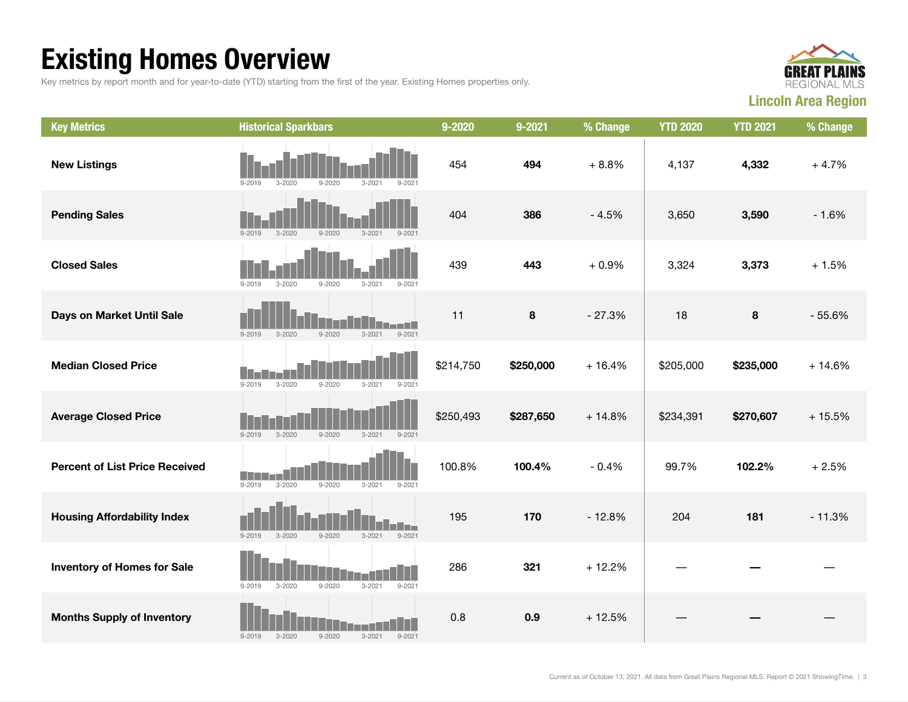# Existing Homes Overview

Key metrics by report month and for year-to-date (YTD) starting from the first of the year. Existing Homes properties only.

**GREAT PLAINS REGIONAL MLS**

**Lincoln Area Region**

| Key Metrics | Historical Sparkbars | 9-2020 | 9-2021 | % Change | YTD 2020 | YTD 2021 | % Change |
|---|---|---|---|---|---|---|---|
| **New Listings** | 9-2019 3-2020 9-2020 3-2021 9-2021 | 454 | **494** | + 8.8% | 4,137 | **4,332** | + 4.7% |
| **Pending Sales** | 9-2019 3-2020 9-2020 3-2021 9-2021 | 404 | **386** | - 4.5% | 3,650 | **3,590** | - 1.6% |
| **Closed Sales** | 9-2019 3-2020 9-2020 3-2021 9-2021 | 439 | **443** | + 0.9% | 3,324 | **3,373** | + 1.5% |
| **Days on Market Until Sale** | 9-2019 3-2020 9-2020 3-2021 9-2021 | 11 | **8** | - 27.3% | 18 | **8** | - 55.6% |
| **Median Closed Price** | 9-2019 3-2020 9-2020 3-2021 9-2021 | $214,750 | **$250,000** | + 16.4% | $205,000 | **$235,000** | + 14.6% |
| **Average Closed Price** | 9-2019 3-2020 9-2020 3-2021 9-2021 | $250,493 | **$287,650** | + 14.8% | $234,391 | **$270,607** | + 15.5% |
| **Percent of List Price Received** | 9-2019 3-2020 9-2020 3-2021 9-2021 | 100.8% | **100.4%** | - 0.4% | 99.7% | **102.2%** | + 2.5% |
| **Housing Affordability Index** | 9-2019 3-2020 9-2020 3-2021 9-2021 | 195 | **170** | - 12.8% | 204 | **181** | - 11.3% |
| **Inventory of Homes for Sale** | 9-2019 3-2020 9-2020 3-2021 9-2021 | 286 | **321** | + 12.2% | — | **—** | — |
| **Months Supply of Inventory** | 9-2019 3-2020 9-2020 3-2021 9-2021 | 0.8 | **0.9** | + 12.5% | — | **—** | — |

Current as of October 13, 2021. All data from Great Plains Regional MLS. Report © 2021 ShowingTime.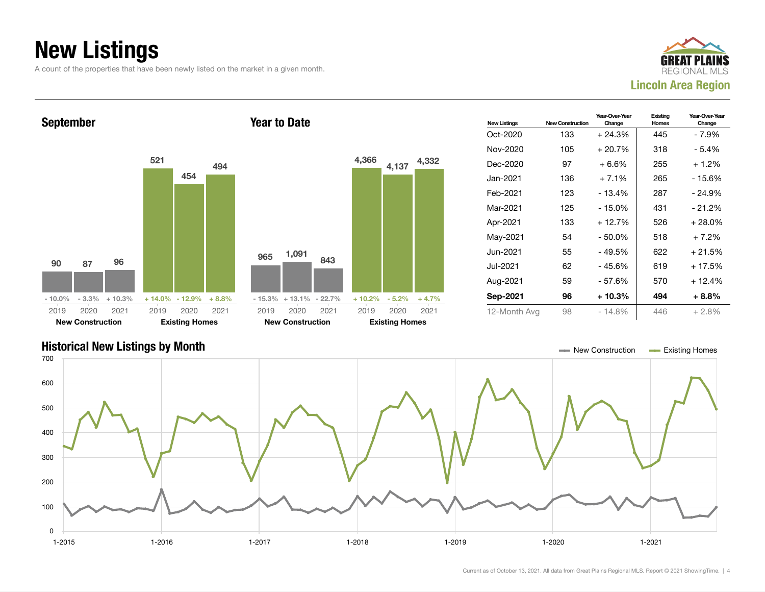# New Listings

A count of the properties that have been newly listed on the market in a given month.

**Lincoln Area Region**

## September

| | 2019 | 2020 | 2021 |
|---|---|---|---|
| New Construction | 90 | 87 | 96 |
| Change | - 10.0% | - 3.3% | + 10.3% |
| Existing Homes | 521 | 454 | 494 |
| Change | + 14.0% | - 12.9% | + 8.8% |

## Year to Date

| | 2019 | 2020 | 2021 |
|---|---|---|---|
| New Construction | 965 | 1,091 | 843 |
| Change | - 15.3% | + 13.1% | - 22.7% |
| Existing Homes | 4,366 | 4,137 | 4,332 |
| Change | + 10.2% | - 5.2% | + 4.7% |

| New Listings | New Construction | Year-Over-Year Change | Existing Homes | Year-Over-Year Change |
|---|---|---|---|---|
| Oct-2020 | 133 | + 24.3% | 445 | - 7.9% |
| Nov-2020 | 105 | + 20.7% | 318 | - 5.4% |
| Dec-2020 | 97 | + 6.6% | 255 | + 1.2% |
| Jan-2021 | 136 | + 7.1% | 265 | - 15.6% |
| Feb-2021 | 123 | - 13.4% | 287 | - 24.9% |
| Mar-2021 | 125 | - 15.0% | 431 | - 21.2% |
| Apr-2021 | 133 | + 12.7% | 526 | + 28.0% |
| May-2021 | 54 | - 50.0% | 518 | + 7.2% |
| Jun-2021 | 55 | - 49.5% | 622 | + 21.5% |
| Jul-2021 | 62 | - 45.6% | 619 | + 17.5% |
| Aug-2021 | 59 | - 57.6% | 570 | + 12.4% |
| **Sep-2021** | **96** | **+ 10.3%** | **494** | **+ 8.8%** |
| 12-Month Avg | 98 | - 14.8% | 446 | + 2.8% |

## Historical New Listings by Month

New Construction — Existing Homes

Current as of October 13, 2021. All data from Great Plains Regional MLS. Report © 2021 ShowingTime.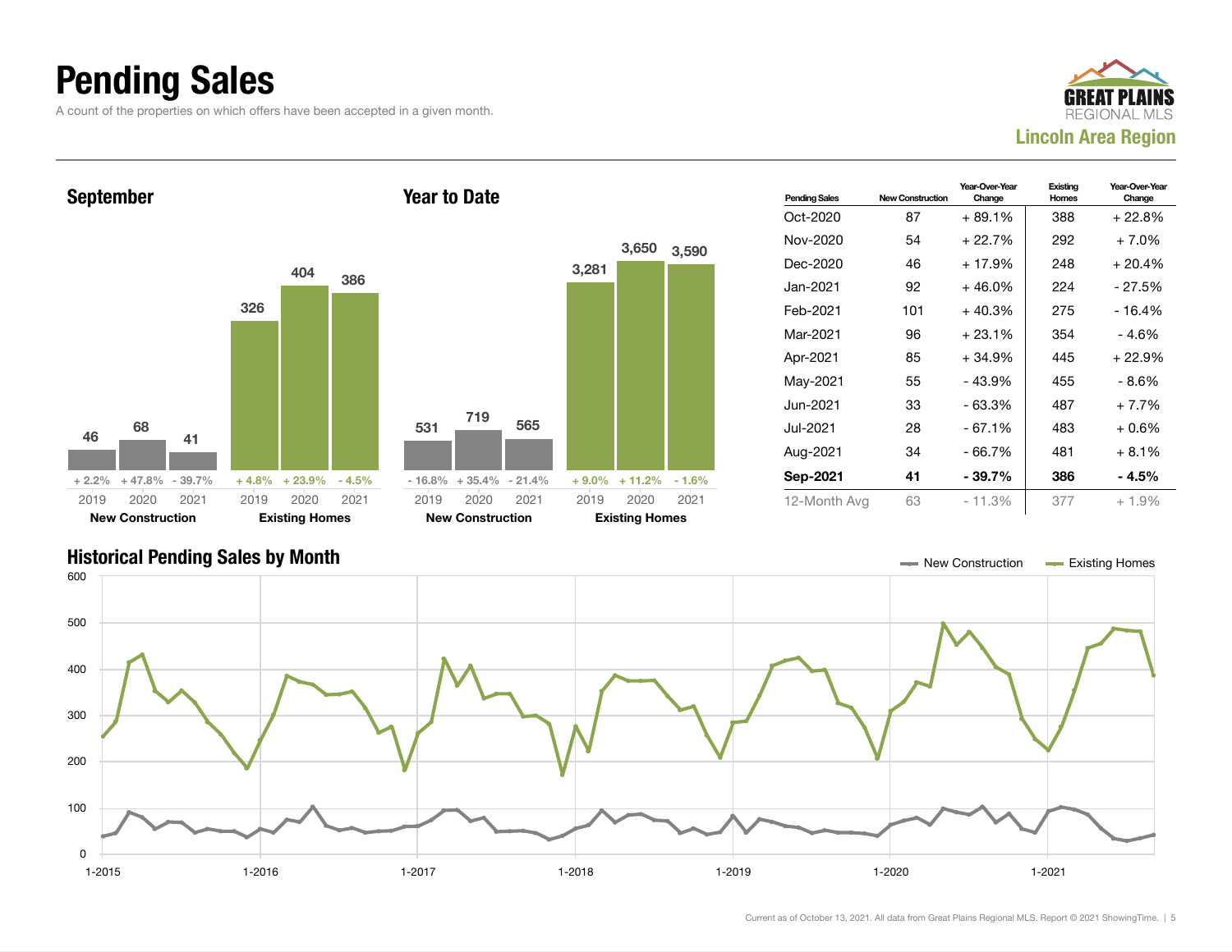# Pending Sales

A count of the properties on which offers have been accepted in a given month.

GREAT PLAINS REGIONAL MLS
Lincoln Area Region

## September

| | 2019 | 2020 | 2021 |
|---|---|---|---|
| New Construction | 46 | 68 | 41 |
| Change | + 2.2% | + 47.8% | - 39.7% |
| Existing Homes | 326 | 404 | 386 |
| Change | + 4.8% | + 23.9% | - 4.5% |

## Year to Date

| | 2019 | 2020 | 2021 |
|---|---|---|---|
| New Construction | 531 | 719 | 565 |
| Change | - 16.8% | + 35.4% | - 21.4% |
| Existing Homes | 3,281 | 3,650 | 3,590 |
| Change | + 9.0% | + 11.2% | - 1.6% |

| Pending Sales | New Construction | Year-Over-Year Change | Existing Homes | Year-Over-Year Change |
|---|---|---|---|---|
| Oct-2020 | 87 | + 89.1% | 388 | + 22.8% |
| Nov-2020 | 54 | + 22.7% | 292 | + 7.0% |
| Dec-2020 | 46 | + 17.9% | 248 | + 20.4% |
| Jan-2021 | 92 | + 46.0% | 224 | - 27.5% |
| Feb-2021 | 101 | + 40.3% | 275 | - 16.4% |
| Mar-2021 | 96 | + 23.1% | 354 | - 4.6% |
| Apr-2021 | 85 | + 34.9% | 445 | + 22.9% |
| May-2021 | 55 | - 43.9% | 455 | - 8.6% |
| Jun-2021 | 33 | - 63.3% | 487 | + 7.7% |
| Jul-2021 | 28 | - 67.1% | 483 | + 0.6% |
| Aug-2021 | 34 | - 66.7% | 481 | + 8.1% |
| **Sep-2021** | **41** | **- 39.7%** | **386** | **- 4.5%** |
| 12-Month Avg | 63 | - 11.3% | 377 | + 1.9% |

## Historical Pending Sales by Month

New Construction — Existing Homes

Current as of October 13, 2021. All data from Great Plains Regional MLS. Report © 2021 ShowingTime.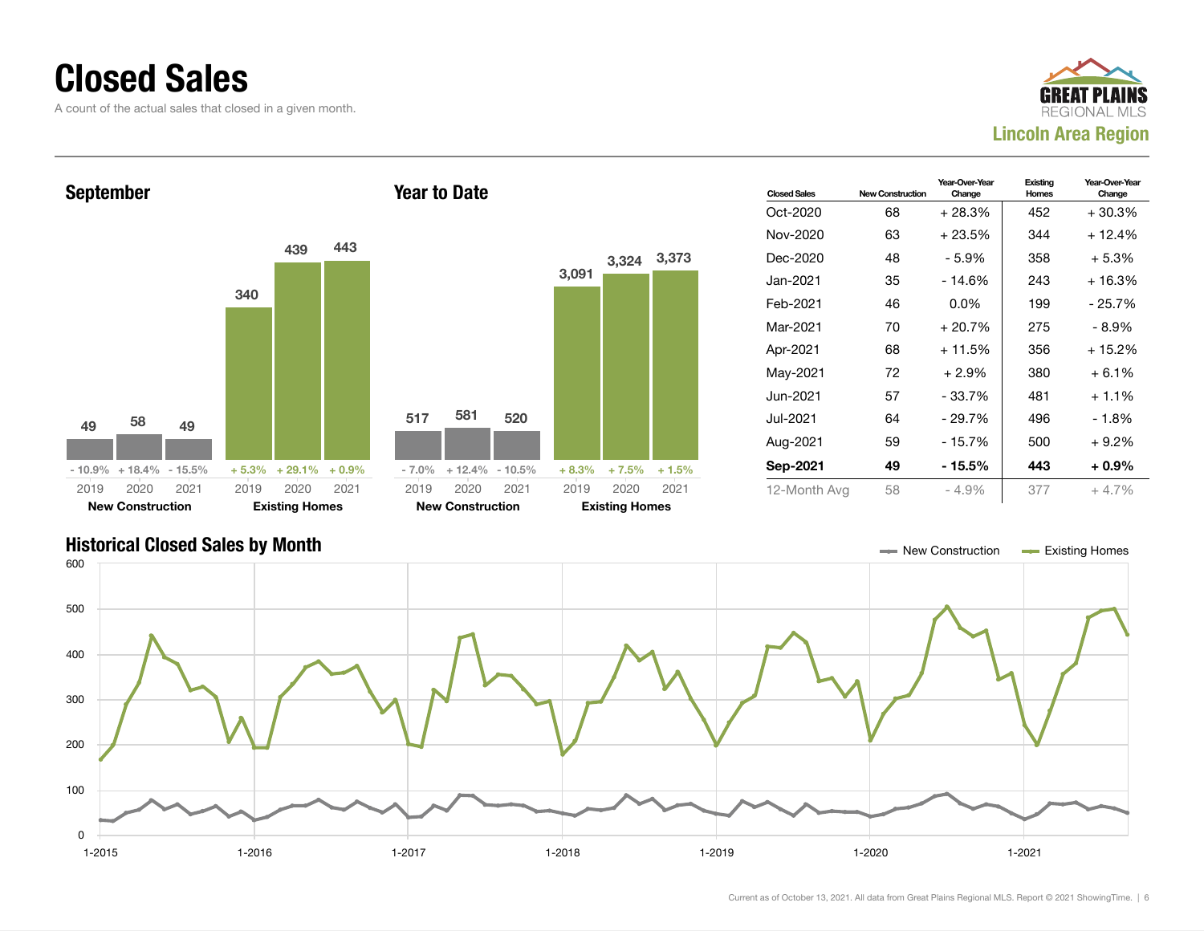# Closed Sales

A count of the actual sales that closed in a given month.

GREAT PLAINS REGIONAL MLS
**Lincoln Area Region**

### September

| | 2019 | 2020 | 2021 |
|---|---|---|---|
| New Construction | 49 | 58 | 49 |
| Change | - 10.9% | + 18.4% | - 15.5% |
| Existing Homes | 340 | 439 | 443 |
| Change | + 5.3% | + 29.1% | + 0.9% |

### Year to Date

| | 2019 | 2020 | 2021 |
|---|---|---|---|
| New Construction | 517 | 581 | 520 |
| Change | - 7.0% | + 12.4% | - 10.5% |
| Existing Homes | 3,091 | 3,324 | 3,373 |
| Change | + 8.3% | + 7.5% | + 1.5% |

| Closed Sales | New Construction | Year-Over-Year Change | Existing Homes | Year-Over-Year Change |
|---|---|---|---|---|
| Oct-2020 | 68 | + 28.3% | 452 | + 30.3% |
| Nov-2020 | 63 | + 23.5% | 344 | + 12.4% |
| Dec-2020 | 48 | - 5.9% | 358 | + 5.3% |
| Jan-2021 | 35 | - 14.6% | 243 | + 16.3% |
| Feb-2021 | 46 | 0.0% | 199 | - 25.7% |
| Mar-2021 | 70 | + 20.7% | 275 | - 8.9% |
| Apr-2021 | 68 | + 11.5% | 356 | + 15.2% |
| May-2021 | 72 | + 2.9% | 380 | + 6.1% |
| Jun-2021 | 57 | - 33.7% | 481 | + 1.1% |
| Jul-2021 | 64 | - 29.7% | 496 | - 1.8% |
| Aug-2021 | 59 | - 15.7% | 500 | + 9.2% |
| **Sep-2021** | **49** | **- 15.5%** | **443** | **+ 0.9%** |
| 12-Month Avg | 58 | - 4.9% | 377 | + 4.7% |

### Historical Closed Sales by Month

New Construction — Existing Homes

Current as of October 13, 2021. All data from Great Plains Regional MLS. Report © 2021 ShowingTime.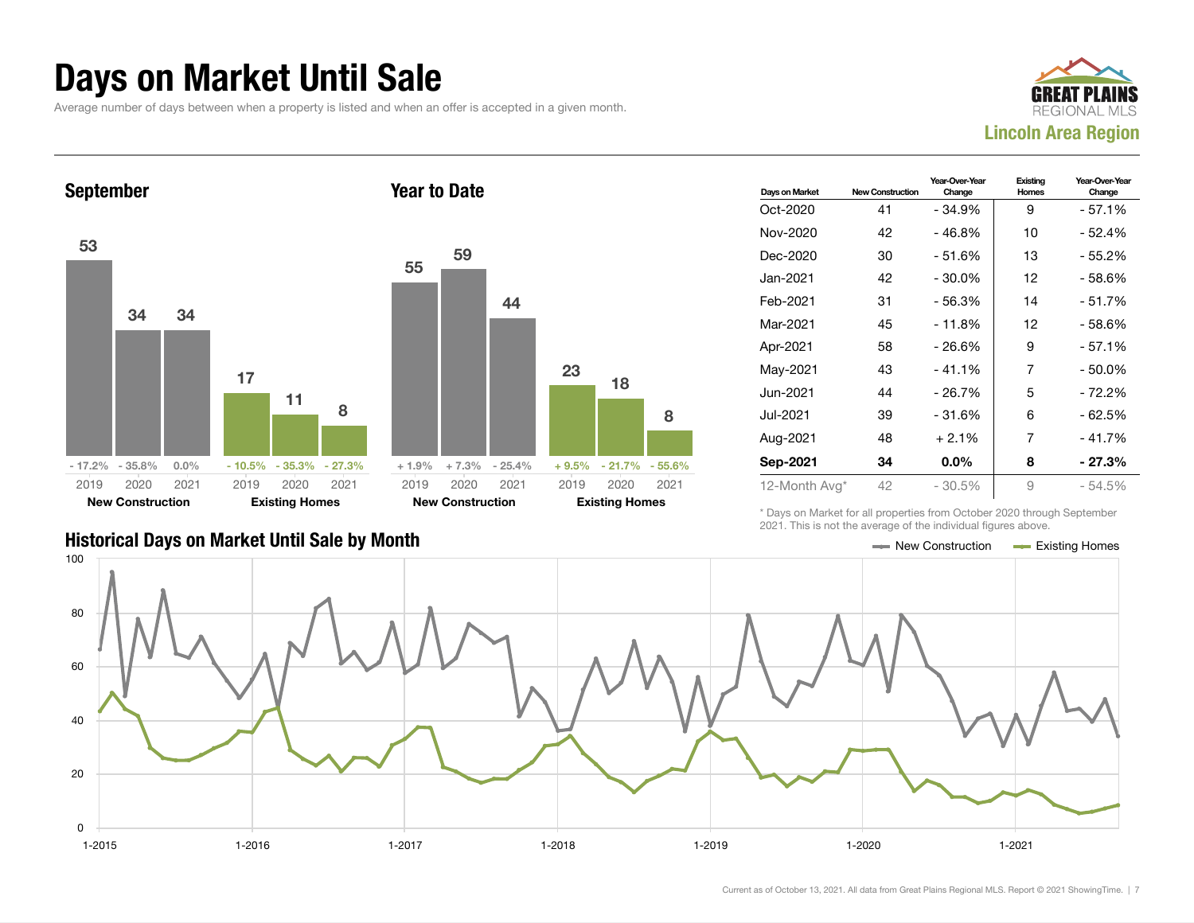# Days on Market Until Sale

Average number of days between when a property is listed and when an offer is accepted in a given month.

GREAT PLAINS REGIONAL MLS
**Lincoln Area Region**

## September

| | 2019 | 2020 | 2021 |
|---|---|---|---|
| New Construction | 53 | 34 | 34 |
| Change | - 17.2% | - 35.8% | 0.0% |
| Existing Homes | 17 | 11 | 8 |
| Change | - 10.5% | - 35.3% | - 27.3% |

## Year to Date

| | 2019 | 2020 | 2021 |
|---|---|---|---|
| New Construction | 55 | 59 | 44 |
| Change | + 1.9% | + 7.3% | - 25.4% |
| Existing Homes | 23 | 18 | 8 |
| Change | + 9.5% | - 21.7% | - 55.6% |

| Days on Market | New Construction | Year-Over-Year Change | Existing Homes | Year-Over-Year Change |
|---|---|---|---|---|
| Oct-2020 | 41 | - 34.9% | 9 | - 57.1% |
| Nov-2020 | 42 | - 46.8% | 10 | - 52.4% |
| Dec-2020 | 30 | - 51.6% | 13 | - 55.2% |
| Jan-2021 | 42 | - 30.0% | 12 | - 58.6% |
| Feb-2021 | 31 | - 56.3% | 14 | - 51.7% |
| Mar-2021 | 45 | - 11.8% | 12 | - 58.6% |
| Apr-2021 | 58 | - 26.6% | 9 | - 57.1% |
| May-2021 | 43 | - 41.1% | 7 | - 50.0% |
| Jun-2021 | 44 | - 26.7% | 5 | - 72.2% |
| Jul-2021 | 39 | - 31.6% | 6 | - 62.5% |
| Aug-2021 | 48 | + 2.1% | 7 | - 41.7% |
| **Sep-2021** | **34** | **0.0%** | **8** | **- 27.3%** |
| 12-Month Avg* | 42 | - 30.5% | 9 | - 54.5% |

\* Days on Market for all properties from October 2020 through September 2021. This is not the average of the individual figures above.

## Historical Days on Market Until Sale by Month

Legend: New Construction, Existing Homes

Y-axis: 0, 20, 40, 60, 80, 100

X-axis: 1-2015, 1-2016, 1-2017, 1-2018, 1-2019, 1-2020, 1-2021

Current as of October 13, 2021. All data from Great Plains Regional MLS. Report © 2021 ShowingTime.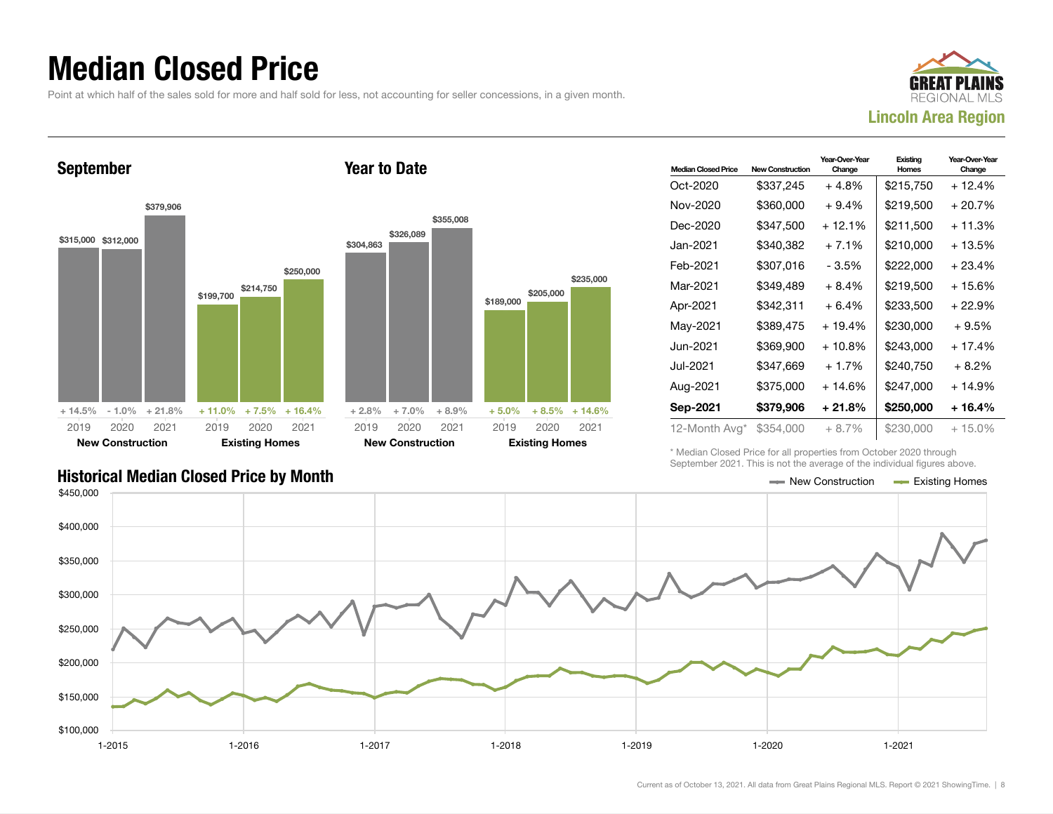# Median Closed Price

Point at which half of the sales sold for more and half sold for less, not accounting for seller concessions, in a given month.

**GREAT PLAINS REGIONAL MLS**
**Lincoln Area Region**

## September

| | 2019 | 2020 | 2021 |
|---|---|---|---|
| New Construction | $315,000 (+ 14.5%) | $312,000 (- 1.0%) | $379,906 (+ 21.8%) |
| Existing Homes | $199,700 (+ 11.0%) | $214,750 (+ 7.5%) | $250,000 (+ 16.4%) |

## Year to Date

| | 2019 | 2020 | 2021 |
|---|---|---|---|
| New Construction | $304,863 (+ 2.8%) | $326,089 (+ 7.0%) | $355,008 (+ 8.9%) |
| Existing Homes | $189,000 (+ 5.0%) | $205,000 (+ 8.5%) | $235,000 (+ 14.6%) |

| Median Closed Price | New Construction | Year-Over-Year Change | Existing Homes | Year-Over-Year Change |
|---|---|---|---|---|
| Oct-2020 | $337,245 | + 4.8% | $215,750 | + 12.4% |
| Nov-2020 | $360,000 | + 9.4% | $219,500 | + 20.7% |
| Dec-2020 | $347,500 | + 12.1% | $211,500 | + 11.3% |
| Jan-2021 | $340,382 | + 7.1% | $210,000 | + 13.5% |
| Feb-2021 | $307,016 | - 3.5% | $222,000 | + 23.4% |
| Mar-2021 | $349,489 | + 8.4% | $219,500 | + 15.6% |
| Apr-2021 | $342,311 | + 6.4% | $233,500 | + 22.9% |
| May-2021 | $389,475 | + 19.4% | $230,000 | + 9.5% |
| Jun-2021 | $369,900 | + 10.8% | $243,000 | + 17.4% |
| Jul-2021 | $347,669 | + 1.7% | $240,750 | + 8.2% |
| Aug-2021 | $375,000 | + 14.6% | $247,000 | + 14.9% |
| **Sep-2021** | **$379,906** | **+ 21.8%** | **$250,000** | **+ 16.4%** |
| 12-Month Avg* | $354,000 | + 8.7% | $230,000 | + 15.0% |

\* Median Closed Price for all properties from October 2020 through September 2021. This is not the average of the individual figures above.

## Historical Median Closed Price by Month

Legend: New Construction, Existing Homes

Current as of October 13, 2021. All data from Great Plains Regional MLS. Report © 2021 ShowingTime.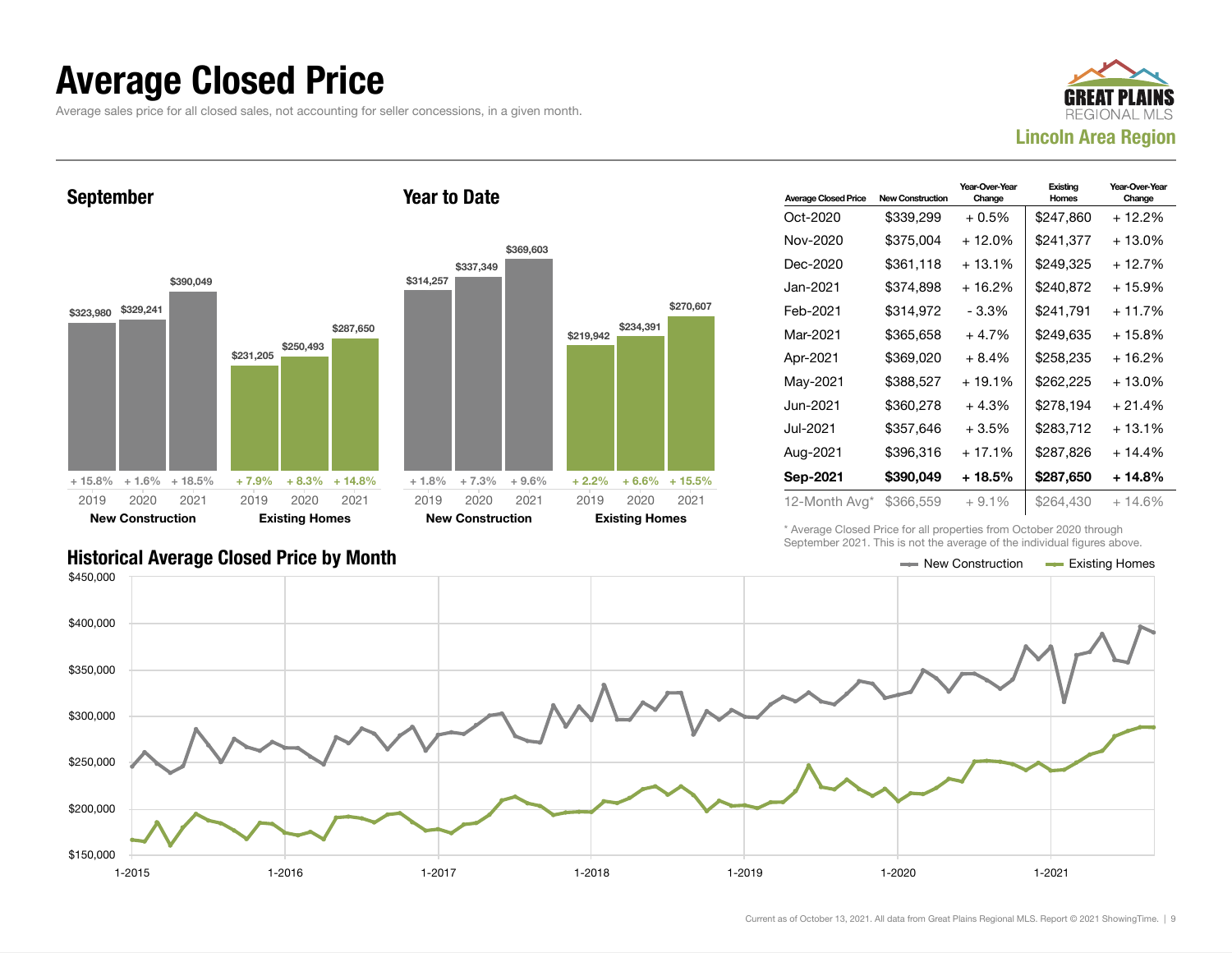# Average Closed Price

Average sales price for all closed sales, not accounting for seller concessions, in a given month.

**GREAT PLAINS REGIONAL MLS**
**Lincoln Area Region**

## September

| | 2019 | 2020 | 2021 |
|---|---|---|---|
| New Construction | $323,980 | $329,241 | $390,049 |
| Change | + 15.8% | + 1.6% | + 18.5% |
| Existing Homes | $231,205 | $250,493 | $287,650 |
| Change | + 7.9% | + 8.3% | + 14.8% |

## Year to Date

| | 2019 | 2020 | 2021 |
|---|---|---|---|
| New Construction | $314,257 | $337,349 | $369,603 |
| Change | + 1.8% | + 7.3% | + 9.6% |
| Existing Homes | $219,942 | $234,391 | $270,607 |
| Change | + 2.2% | + 6.6% | + 15.5% |

| Average Closed Price | New Construction | Year-Over-Year Change | Existing Homes | Year-Over-Year Change |
|---|---|---|---|---|
| Oct-2020 | $339,299 | + 0.5% | $247,860 | + 12.2% |
| Nov-2020 | $375,004 | + 12.0% | $241,377 | + 13.0% |
| Dec-2020 | $361,118 | + 13.1% | $249,325 | + 12.7% |
| Jan-2021 | $374,898 | + 16.2% | $240,872 | + 15.9% |
| Feb-2021 | $314,972 | - 3.3% | $241,791 | + 11.7% |
| Mar-2021 | $365,658 | + 4.7% | $249,635 | + 15.8% |
| Apr-2021 | $369,020 | + 8.4% | $258,235 | + 16.2% |
| May-2021 | $388,527 | + 19.1% | $262,225 | + 13.0% |
| Jun-2021 | $360,278 | + 4.3% | $278,194 | + 21.4% |
| Jul-2021 | $357,646 | + 3.5% | $283,712 | + 13.1% |
| Aug-2021 | $396,316 | + 17.1% | $287,826 | + 14.4% |
| **Sep-2021** | **$390,049** | **+ 18.5%** | **$287,650** | **+ 14.8%** |
| 12-Month Avg* | $366,559 | + 9.1% | $264,430 | + 14.6% |

\* Average Closed Price for all properties from October 2020 through September 2021. This is not the average of the individual figures above.

## Historical Average Closed Price by Month

Legend: New Construction, Existing Homes

Y-axis: $150,000 – $450,000; X-axis: 1-2015, 1-2016, 1-2017, 1-2018, 1-2019, 1-2020, 1-2021

Current as of October 13, 2021. All data from Great Plains Regional MLS. Report © 2021 ShowingTime.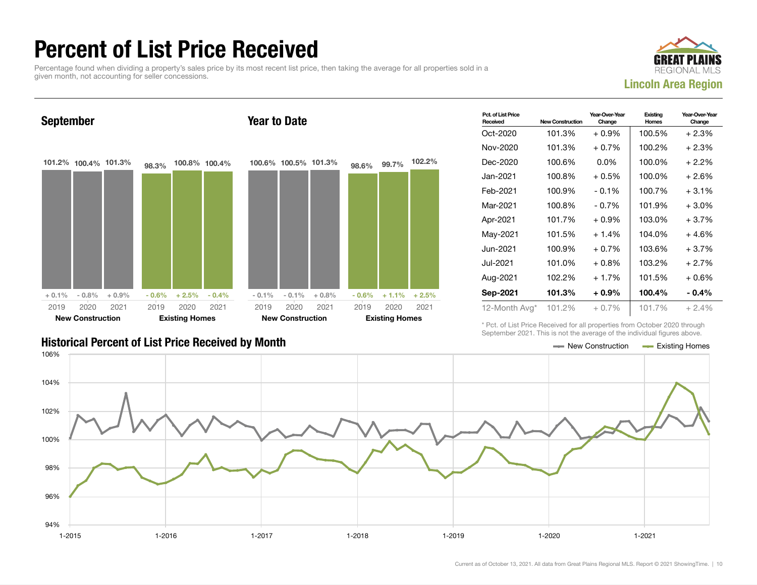# Percent of List Price Received

Percentage found when dividing a property's sales price by its most recent list price, then taking the average for all properties sold in a given month, not accounting for seller concessions.

GREAT PLAINS REGIONAL MLS

**Lincoln Area Region**

### September

| | 2019 | 2020 | 2021 |
|---|---|---|---|
| New Construction | 101.2% | 100.4% | 101.3% |
| Change | + 0.1% | - 0.8% | + 0.9% |
| Existing Homes | 98.3% | 100.8% | 100.4% |
| Change | - 0.6% | + 2.5% | - 0.4% |

### Year to Date

| | 2019 | 2020 | 2021 |
|---|---|---|---|
| New Construction | 100.6% | 100.5% | 101.3% |
| Change | - 0.1% | - 0.1% | + 0.8% |
| Existing Homes | 98.6% | 99.7% | 102.2% |
| Change | - 0.6% | + 1.1% | + 2.5% |

| Pct. of List Price Received | New Construction | Year-Over-Year Change | Existing Homes | Year-Over-Year Change |
|---|---|---|---|---|
| Oct-2020 | 101.3% | + 0.9% | 100.5% | + 2.3% |
| Nov-2020 | 101.3% | + 0.7% | 100.2% | + 2.3% |
| Dec-2020 | 100.6% | 0.0% | 100.0% | + 2.2% |
| Jan-2021 | 100.8% | + 0.5% | 100.0% | + 2.6% |
| Feb-2021 | 100.9% | - 0.1% | 100.7% | + 3.1% |
| Mar-2021 | 100.8% | - 0.7% | 101.9% | + 3.0% |
| Apr-2021 | 101.7% | + 0.9% | 103.0% | + 3.7% |
| May-2021 | 101.5% | + 1.4% | 104.0% | + 4.6% |
| Jun-2021 | 100.9% | + 0.7% | 103.6% | + 3.7% |
| Jul-2021 | 101.0% | + 0.8% | 103.2% | + 2.7% |
| Aug-2021 | 102.2% | + 1.7% | 101.5% | + 0.6% |
| **Sep-2021** | **101.3%** | **+ 0.9%** | **100.4%** | **- 0.4%** |
| 12-Month Avg* | 101.2% | + 0.7% | 101.7% | + 2.4% |

\* Pct. of List Price Received for all properties from October 2020 through September 2021. This is not the average of the individual figures above.

### Historical Percent of List Price Received by Month

New Construction — Existing Homes

Current as of October 13, 2021. All data from Great Plains Regional MLS. Report © 2021 ShowingTime.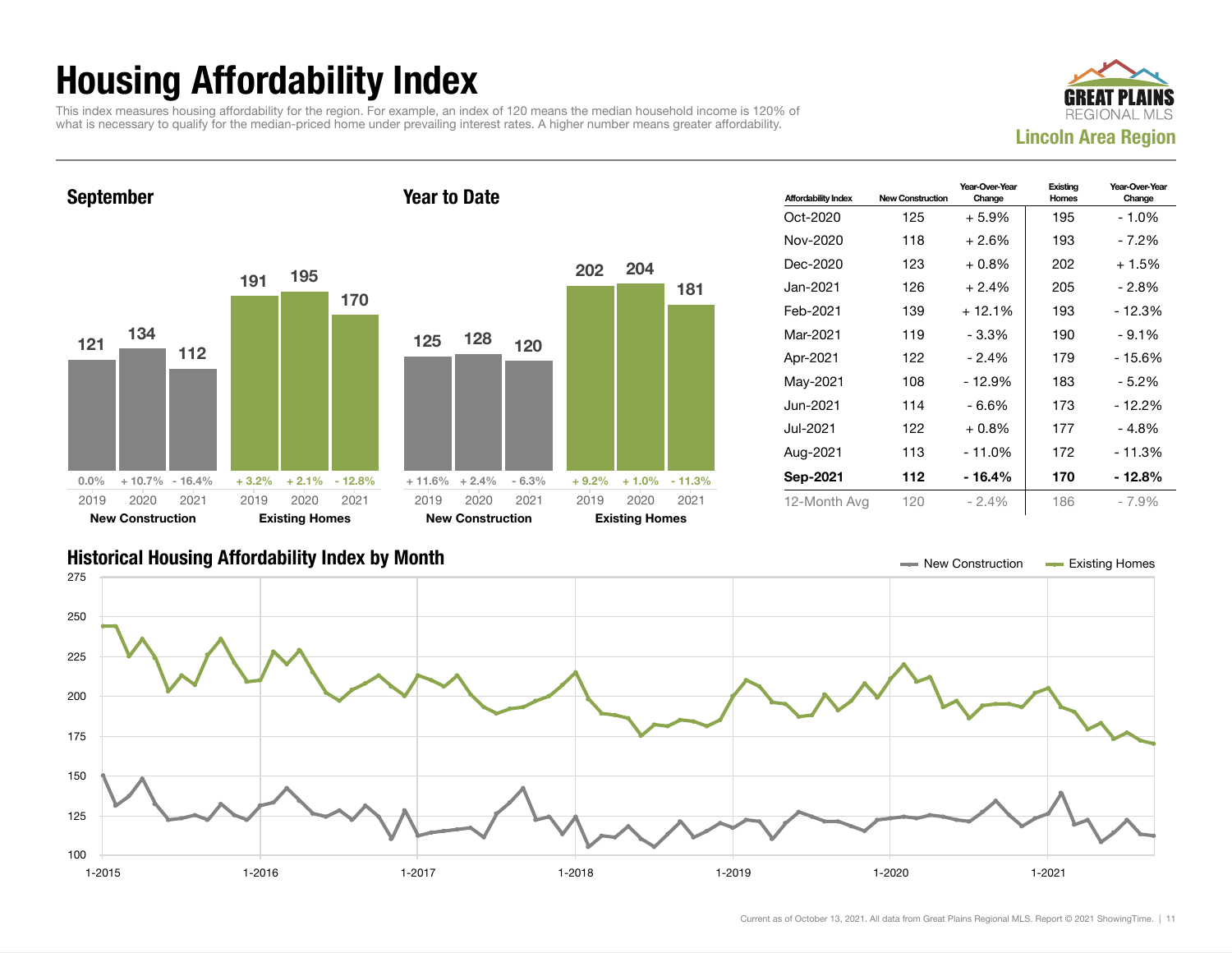# Housing Affordability Index

This index measures housing affordability for the region. For example, an index of 120 means the median household income is 120% of what is necessary to qualify for the median-priced home under prevailing interest rates. A higher number means greater affordability.

GREAT PLAINS REGIONAL MLS
**Lincoln Area Region**

## September

| | 2019 | 2020 | 2021 |
|---|---|---|---|
| New Construction | 121 (0.0%) | 134 (+ 10.7%) | 112 (- 16.4%) |
| Existing Homes | 191 (+ 3.2%) | 195 (+ 2.1%) | 170 (- 12.8%) |

## Year to Date

| | 2019 | 2020 | 2021 |
|---|---|---|---|
| New Construction | 125 (+ 11.6%) | 128 (+ 2.4%) | 120 (- 6.3%) |
| Existing Homes | 202 (+ 9.2%) | 204 (+ 1.0%) | 181 (- 11.3%) |

| Affordability Index | New Construction | Year-Over-Year Change | Existing Homes | Year-Over-Year Change |
|---|---|---|---|---|
| Oct-2020 | 125 | + 5.9% | 195 | - 1.0% |
| Nov-2020 | 118 | + 2.6% | 193 | - 7.2% |
| Dec-2020 | 123 | + 0.8% | 202 | + 1.5% |
| Jan-2021 | 126 | + 2.4% | 205 | - 2.8% |
| Feb-2021 | 139 | + 12.1% | 193 | - 12.3% |
| Mar-2021 | 119 | - 3.3% | 190 | - 9.1% |
| Apr-2021 | 122 | - 2.4% | 179 | - 15.6% |
| May-2021 | 108 | - 12.9% | 183 | - 5.2% |
| Jun-2021 | 114 | - 6.6% | 173 | - 12.2% |
| Jul-2021 | 122 | + 0.8% | 177 | - 4.8% |
| Aug-2021 | 113 | - 11.0% | 172 | - 11.3% |
| **Sep-2021** | **112** | **- 16.4%** | **170** | **- 12.8%** |
| 12-Month Avg | 120 | - 2.4% | 186 | - 7.9% |

## Historical Housing Affordability Index by Month

Current as of October 13, 2021. All data from Great Plains Regional MLS. Report © 2021 ShowingTime.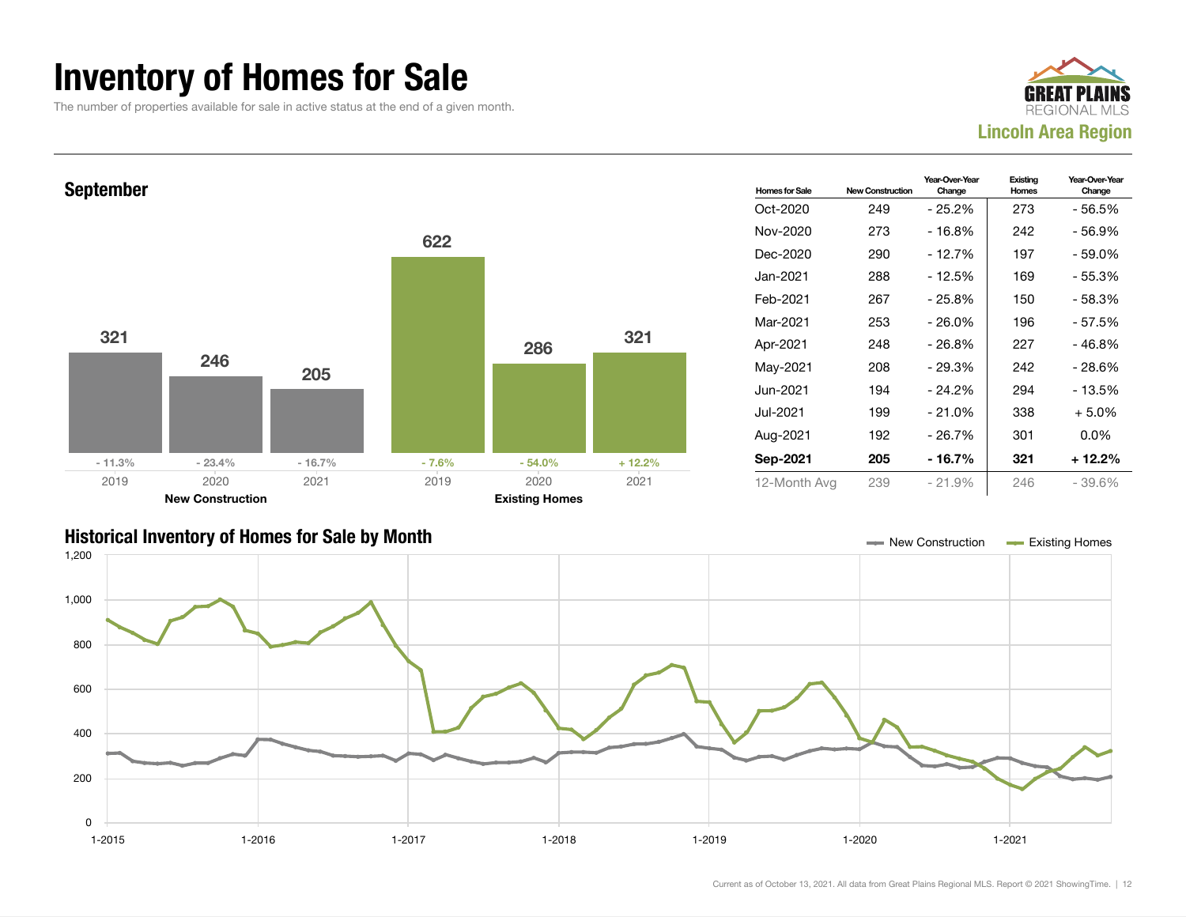# Inventory of Homes for Sale

The number of properties available for sale in active status at the end of a given month.

**Lincoln Area Region**

## September

| | 2019 | 2020 | 2021 |
|---|---|---|---|
| New Construction | 321 (- 11.3%) | 246 (- 23.4%) | 205 (- 16.7%) |
| Existing Homes | 622 (- 7.6%) | 286 (- 54.0%) | 321 (+ 12.2%) |

| Homes for Sale | New Construction | Year-Over-Year Change | Existing Homes | Year-Over-Year Change |
|---|---|---|---|---|
| Oct-2020 | 249 | - 25.2% | 273 | - 56.5% |
| Nov-2020 | 273 | - 16.8% | 242 | - 56.9% |
| Dec-2020 | 290 | - 12.7% | 197 | - 59.0% |
| Jan-2021 | 288 | - 12.5% | 169 | - 55.3% |
| Feb-2021 | 267 | - 25.8% | 150 | - 58.3% |
| Mar-2021 | 253 | - 26.0% | 196 | - 57.5% |
| Apr-2021 | 248 | - 26.8% | 227 | - 46.8% |
| May-2021 | 208 | - 29.3% | 242 | - 28.6% |
| Jun-2021 | 194 | - 24.2% | 294 | - 13.5% |
| Jul-2021 | 199 | - 21.0% | 338 | + 5.0% |
| Aug-2021 | 192 | - 26.7% | 301 | 0.0% |
| **Sep-2021** | **205** | **- 16.7%** | **321** | **+ 12.2%** |
| 12-Month Avg | 239 | - 21.9% | 246 | - 39.6% |

## Historical Inventory of Homes for Sale by Month

Current as of October 13, 2021. All data from Great Plains Regional MLS. Report © 2021 ShowingTime.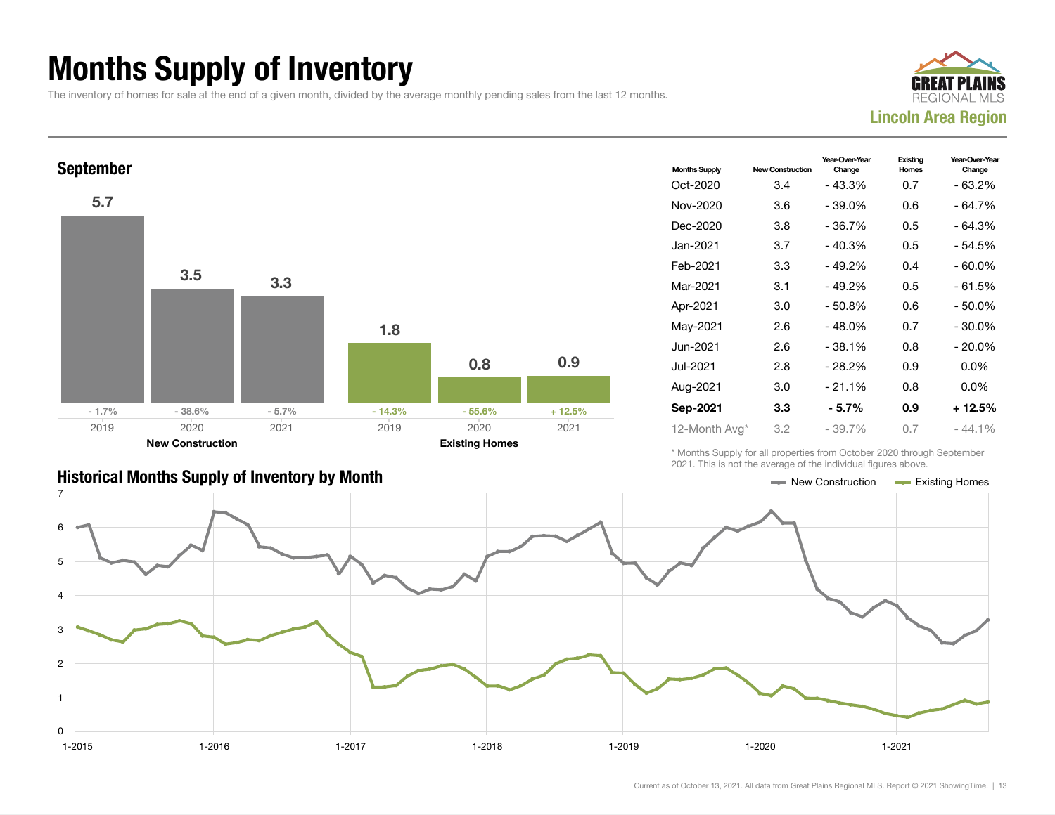# Months Supply of Inventory

The inventory of homes for sale at the end of a given month, divided by the average monthly pending sales from the last 12 months.

**Lincoln Area Region**

## September

| | 2019 | 2020 | 2021 |
|---|---|---|---|
| New Construction | 5.7 (- 1.7%) | 3.5 (- 38.6%) | 3.3 (- 5.7%) |
| Existing Homes | 1.8 (- 14.3%) | 0.8 (- 55.6%) | 0.9 (+ 12.5%) |

| Months Supply | New Construction | Year-Over-Year Change | Existing Homes | Year-Over-Year Change |
|---|---|---|---|---|
| Oct-2020 | 3.4 | - 43.3% | 0.7 | - 63.2% |
| Nov-2020 | 3.6 | - 39.0% | 0.6 | - 64.7% |
| Dec-2020 | 3.8 | - 36.7% | 0.5 | - 64.3% |
| Jan-2021 | 3.7 | - 40.3% | 0.5 | - 54.5% |
| Feb-2021 | 3.3 | - 49.2% | 0.4 | - 60.0% |
| Mar-2021 | 3.1 | - 49.2% | 0.5 | - 61.5% |
| Apr-2021 | 3.0 | - 50.8% | 0.6 | - 50.0% |
| May-2021 | 2.6 | - 48.0% | 0.7 | - 30.0% |
| Jun-2021 | 2.6 | - 38.1% | 0.8 | - 20.0% |
| Jul-2021 | 2.8 | - 28.2% | 0.9 | 0.0% |
| Aug-2021 | 3.0 | - 21.1% | 0.8 | 0.0% |
| **Sep-2021** | **3.3** | **- 5.7%** | **0.9** | **+ 12.5%** |
| 12-Month Avg* | 3.2 | - 39.7% | 0.7 | - 44.1% |

\* Months Supply for all properties from October 2020 through September 2021. This is not the average of the individual figures above.

## Historical Months Supply of Inventory by Month

Current as of October 13, 2021. All data from Great Plains Regional MLS. Report © 2021 ShowingTime.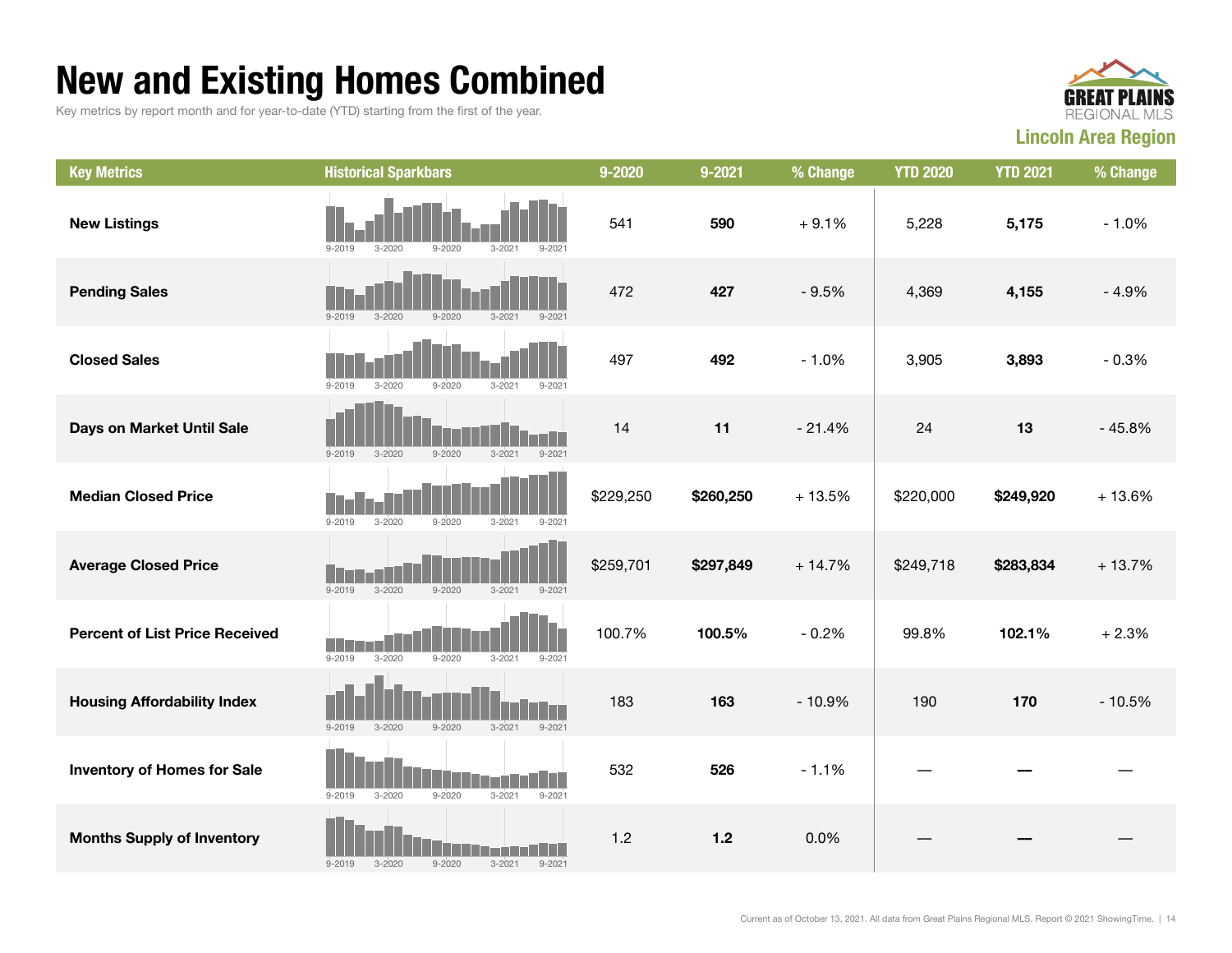# New and Existing Homes Combined

Key metrics by report month and for year-to-date (YTD) starting from the first of the year.

GREAT PLAINS REGIONAL MLS

**Lincoln Area Region**

| Key Metrics | Historical Sparkbars | 9-2020 | 9-2021 | % Change | YTD 2020 | YTD 2021 | % Change |
|---|---|---|---|---|---|---|---|
| **New Listings** | 9-2019 3-2020 9-2020 3-2021 9-2021 | 541 | **590** | + 9.1% | 5,228 | **5,175** | - 1.0% |
| **Pending Sales** | 9-2019 3-2020 9-2020 3-2021 9-2021 | 472 | **427** | - 9.5% | 4,369 | **4,155** | - 4.9% |
| **Closed Sales** | 9-2019 3-2020 9-2020 3-2021 9-2021 | 497 | **492** | - 1.0% | 3,905 | **3,893** | - 0.3% |
| **Days on Market Until Sale** | 9-2019 3-2020 9-2020 3-2021 9-2021 | 14 | **11** | - 21.4% | 24 | **13** | - 45.8% |
| **Median Closed Price** | 9-2019 3-2020 9-2020 3-2021 9-2021 | $229,250 | **$260,250** | + 13.5% | $220,000 | **$249,920** | + 13.6% |
| **Average Closed Price** | 9-2019 3-2020 9-2020 3-2021 9-2021 | $259,701 | **$297,849** | + 14.7% | $249,718 | **$283,834** | + 13.7% |
| **Percent of List Price Received** | 9-2019 3-2020 9-2020 3-2021 9-2021 | 100.7% | **100.5%** | - 0.2% | 99.8% | **102.1%** | + 2.3% |
| **Housing Affordability Index** | 9-2019 3-2020 9-2020 3-2021 9-2021 | 183 | **163** | - 10.9% | 190 | **170** | - 10.5% |
| **Inventory of Homes for Sale** | 9-2019 3-2020 9-2020 3-2021 9-2021 | 532 | **526** | - 1.1% | — | — | — |
| **Months Supply of Inventory** | 9-2019 3-2020 9-2020 3-2021 9-2021 | 1.2 | **1.2** | 0.0% | — | — | — |

Current as of October 13, 2021. All data from Great Plains Regional MLS. Report © 2021 ShowingTime.